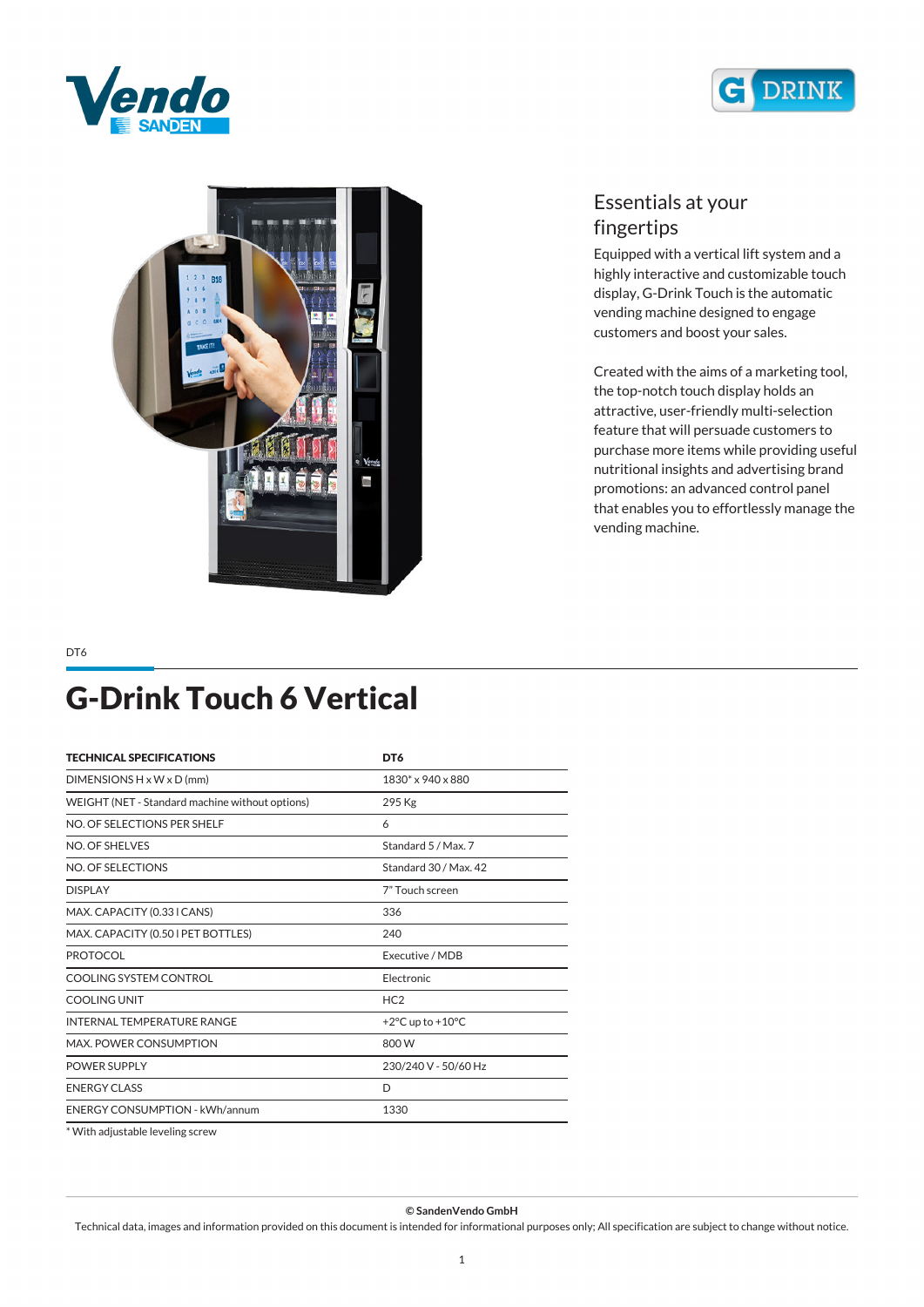## Essentials at your fingertips

Equipped with a vertical lift system and a highly interactive and customizable touch display, G-Drink Touch is the automatic vending machine designed to engage customers and boost your sales.

Created with the aims of a marketing tool, the top-notch touch display holds an attractive, user-friendly multi-selection feature that will persuade customers to purchase more items while providing useful nutritional insights and advertising brand promotions: an advanced control panel that enables you to effortlessly manage the vending machine.

DT6

# G-Drink Touch 6 Vertical

| TECHNICAL SPECIFICATIONS | DT6 |
|---|---|
| DIMENSIONS H x W x D (mm) | 1830* x 940 x 880 |
| WEIGHT (NET - Standard machine without options) | 295 Kg |
| NO. OF SELECTIONS PER SHELF | 6 |
| NO. OF SHELVES | Standard 5 / Max. 7 |
| NO. OF SELECTIONS | Standard 30 / Max. 42 |
| DISPLAY | 7" Touch screen |
| MAX. CAPACITY (0.33 l CANS) | 336 |
| MAX. CAPACITY (0.50 l PET BOTTLES) | 240 |
| PROTOCOL | Executive / MDB |
| COOLING SYSTEM CONTROL | Electronic |
| COOLING UNIT | HC2 |
| INTERNAL TEMPERATURE RANGE | +2°C up to +10°C |
| MAX. POWER CONSUMPTION | 800 W |
| POWER SUPPLY | 230/240 V - 50/60 Hz |
| ENERGY CLASS | D |
| ENERGY CONSUMPTION - kWh/annum | 1330 |

* With adjustable leveling screw

**© SandenVendo GmbH**

Technical data, images and information provided on this document is intended for informational purposes only; All specification are subject to change without notice.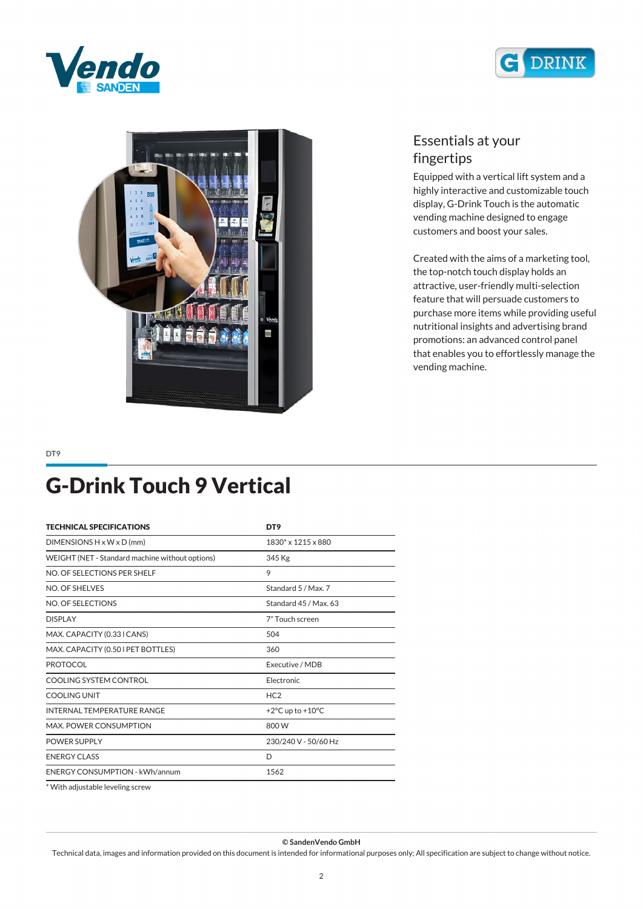## Essentials at your fingertips

Equipped with a vertical lift system and a highly interactive and customizable touch display, G-Drink Touch is the automatic vending machine designed to engage customers and boost your sales.

Created with the aims of a marketing tool, the top-notch touch display holds an attractive, user-friendly multi-selection feature that will persuade customers to purchase more items while providing useful nutritional insights and advertising brand promotions: an advanced control panel that enables you to effortlessly manage the vending machine.

DT9

# G-Drink Touch 9 Vertical

| TECHNICAL SPECIFICATIONS | DT9 |
|---|---|
| DIMENSIONS H x W x D (mm) | 1830* x 1215 x 880 |
| WEIGHT (NET - Standard machine without options) | 345 Kg |
| NO. OF SELECTIONS PER SHELF | 9 |
| NO. OF SHELVES | Standard 5 / Max. 7 |
| NO. OF SELECTIONS | Standard 45 / Max. 63 |
| DISPLAY | 7" Touch screen |
| MAX. CAPACITY (0.33 l CANS) | 504 |
| MAX. CAPACITY (0.50 l PET BOTTLES) | 360 |
| PROTOCOL | Executive / MDB |
| COOLING SYSTEM CONTROL | Electronic |
| COOLING UNIT | HC2 |
| INTERNAL TEMPERATURE RANGE | +2°C up to +10°C |
| MAX. POWER CONSUMPTION | 800 W |
| POWER SUPPLY | 230/240 V - 50/60 Hz |
| ENERGY CLASS | D |
| ENERGY CONSUMPTION - kWh/annum | 1562 |

* With adjustable leveling screw

**© SandenVendo GmbH**

Technical data, images and information provided on this document is intended for informational purposes only; All specification are subject to change without notice.